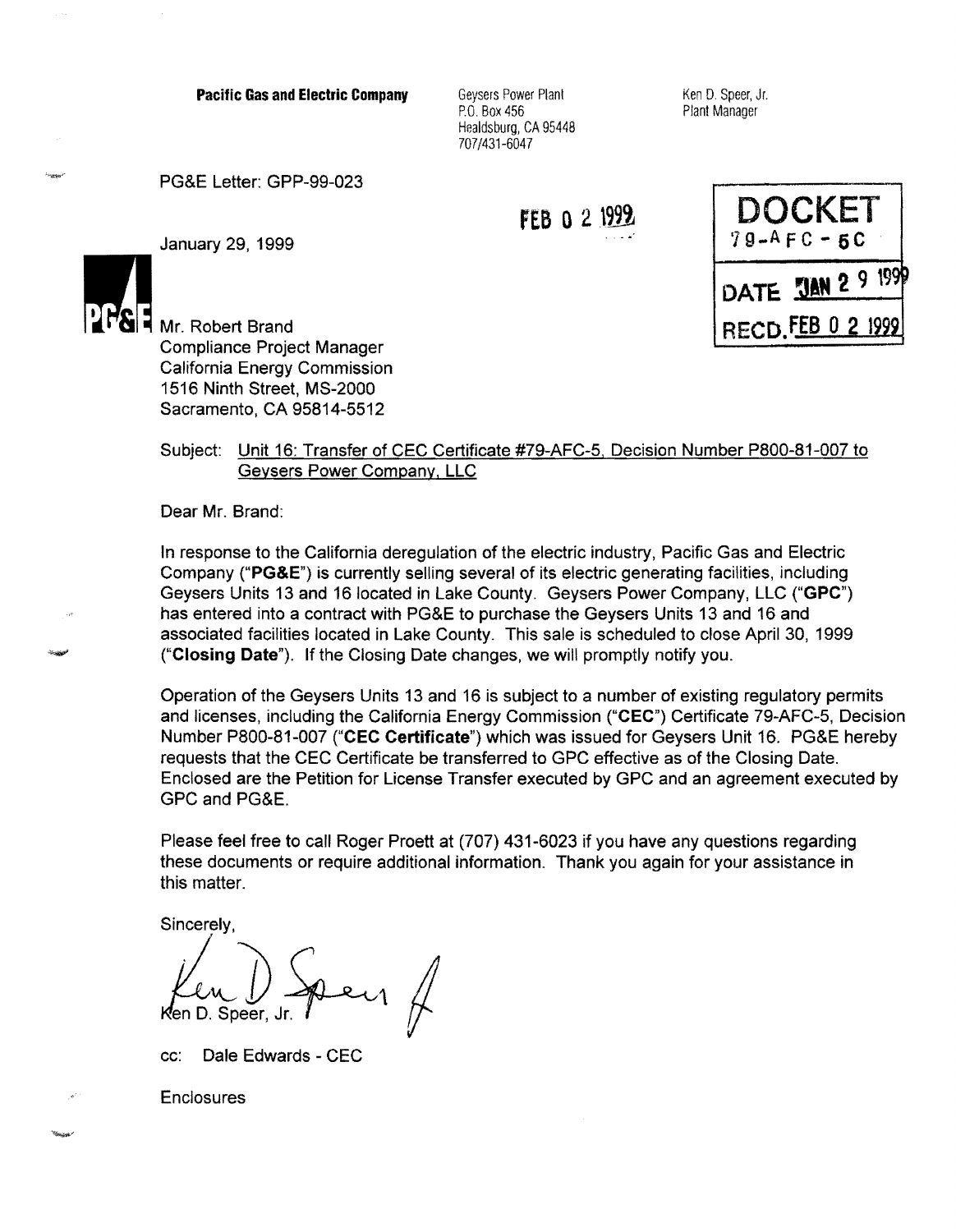**Pacific Gas and Electric Company**

Geysers Power Plant
P.O. Box 456
Healdsburg, CA 95448
707/431-6047

Ken D. Speer, Jr.
Plant Manager

PG&E Letter: GPP-99-023

FEB 0 2 1999

DOCKET
79-AFC-5C
DATE JAN 2 9 1999
RECD. FEB 0 2 1999

January 29, 1999

Mr. Robert Brand
Compliance Project Manager
California Energy Commission
1516 Ninth Street, MS-2000
Sacramento, CA 95814-5512

Subject: Unit 16: Transfer of CEC Certificate #79-AFC-5, Decision Number P800-81-007 to Geysers Power Company, LLC

Dear Mr. Brand:

In response to the California deregulation of the electric industry, Pacific Gas and Electric Company ("**PG&E**") is currently selling several of its electric generating facilities, including Geysers Units 13 and 16 located in Lake County. Geysers Power Company, LLC ("**GPC**") has entered into a contract with PG&E to purchase the Geysers Units 13 and 16 and associated facilities located in Lake County. This sale is scheduled to close April 30, 1999 ("**Closing Date**"). If the Closing Date changes, we will promptly notify you.

Operation of the Geysers Units 13 and 16 is subject to a number of existing regulatory permits and licenses, including the California Energy Commission ("**CEC**") Certificate 79-AFC-5, Decision Number P800-81-007 ("**CEC Certificate**") which was issued for Geysers Unit 16. PG&E hereby requests that the CEC Certificate be transferred to GPC effective as of the Closing Date. Enclosed are the Petition for License Transfer executed by GPC and an agreement executed by GPC and PG&E.

Please feel free to call Roger Proett at (707) 431-6023 if you have any questions regarding these documents or require additional information. Thank you again for your assistance in this matter.

Sincerely,

Ken D. Speer, Jr.

cc: Dale Edwards - CEC

Enclosures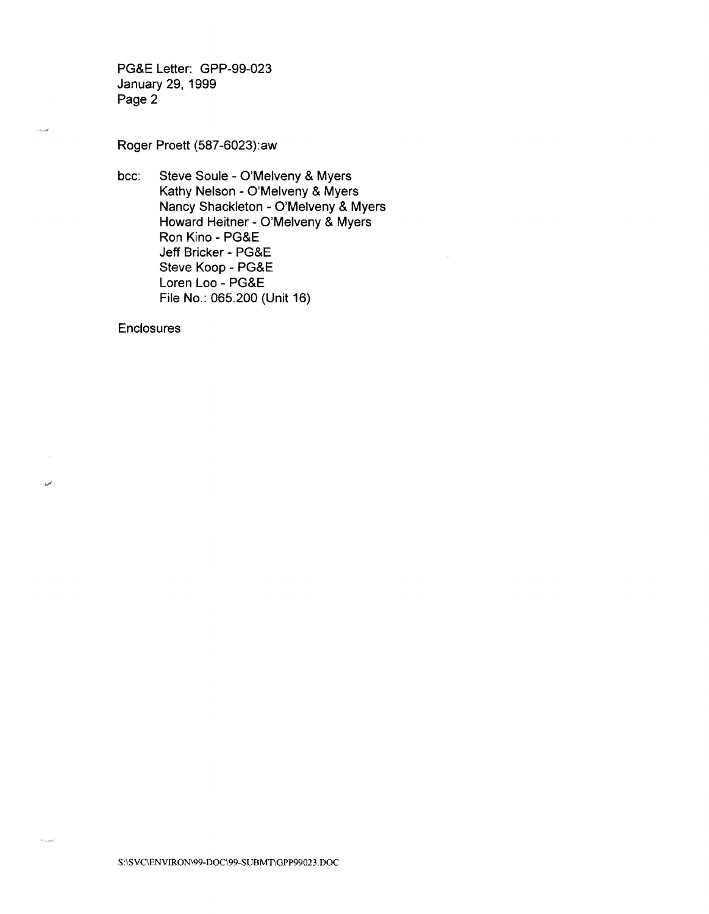PG&E Letter: GPP-99-023
January 29, 1999
Page 2

Roger Proett (587-6023):aw

bcc: Steve Soule - O'Melveny & Myers
Kathy Nelson - O'Melveny & Myers
Nancy Shackleton - O'Melveny & Myers
Howard Heitner - O'Melveny & Myers
Ron Kino - PG&E
Jeff Bricker - PG&E
Steve Koop - PG&E
Loren Loo - PG&E
File No.: 065.200 (Unit 16)

Enclosures

S:\SVC\ENVIRON\99-DOC\99-SUBMT\GPP99023.DOC